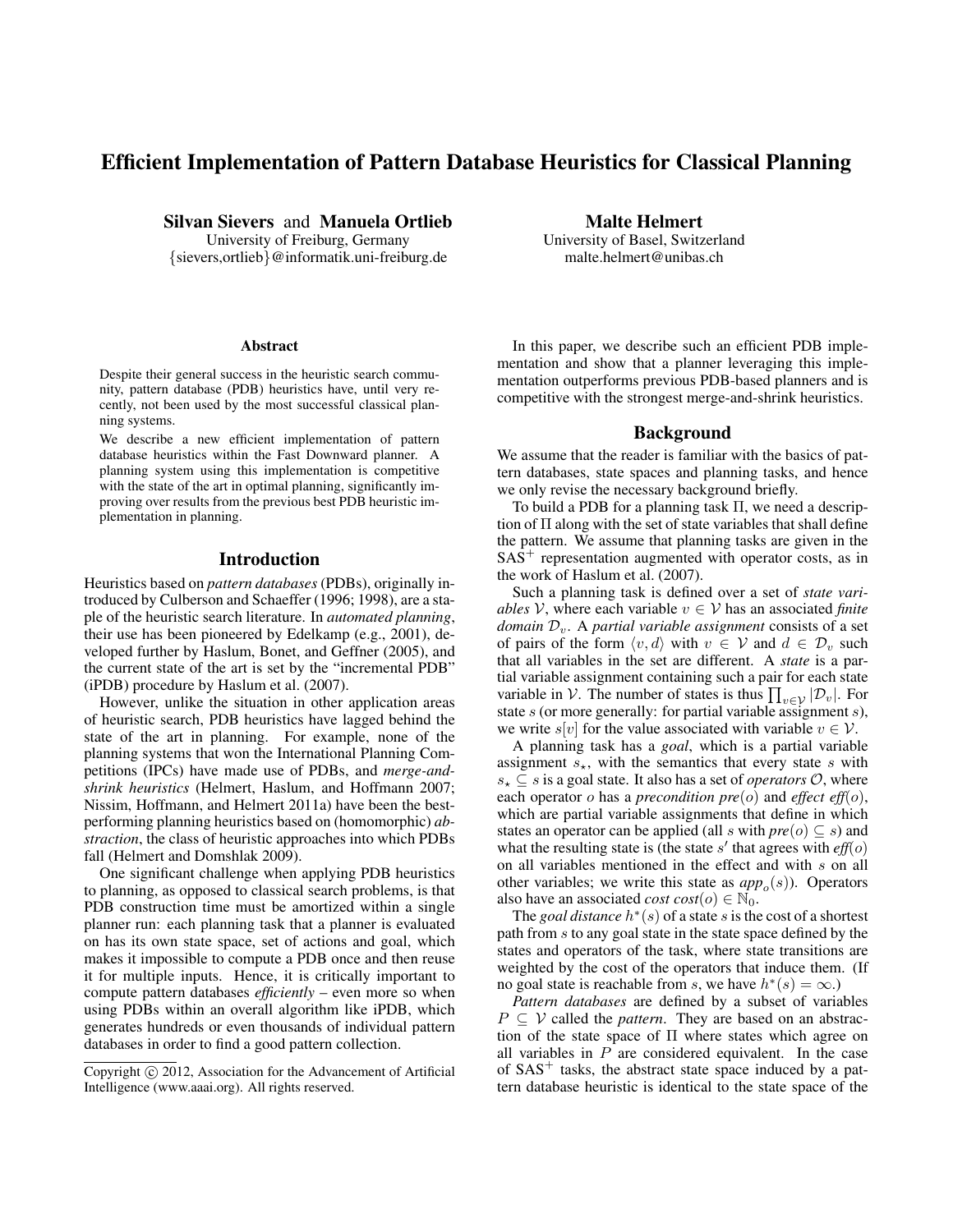# Efficient Implementation of Pattern Database Heuristics for Classical Planning

**Silvan Sievers** and **Manuela Ortlieb**
University of Freiburg, Germany
{sievers,ortlieb}@informatik.uni-freiburg.de

**Malte Helmert**
University of Basel, Switzerland
malte.helmert@unibas.ch

### Abstract

Despite their general success in the heuristic search community, pattern database (PDB) heuristics have, until very recently, not been used by the most successful classical planning systems.

We describe a new efficient implementation of pattern database heuristics within the Fast Downward planner. A planning system using this implementation is competitive with the state of the art in optimal planning, significantly improving over results from the previous best PDB heuristic implementation in planning.

## Introduction

Heuristics based on *pattern databases* (PDBs), originally introduced by Culberson and Schaeffer (1996; 1998), are a staple of the heuristic search literature. In *automated planning*, their use has been pioneered by Edelkamp (e.g., 2001), developed further by Haslum, Bonet, and Geffner (2005), and the current state of the art is set by the "incremental PDB" (iPDB) procedure by Haslum et al. (2007).

However, unlike the situation in other application areas of heuristic search, PDB heuristics have lagged behind the state of the art in planning. For example, none of the planning systems that won the International Planning Competitions (IPCs) have made use of PDBs, and *merge-and-shrink heuristics* (Helmert, Haslum, and Hoffmann 2007; Nissim, Hoffmann, and Helmert 2011a) have been the best-performing planning heuristics based on (homomorphic) *abstraction*, the class of heuristic approaches into which PDBs fall (Helmert and Domshlak 2009).

One significant challenge when applying PDB heuristics to planning, as opposed to classical search problems, is that PDB construction time must be amortized within a single planner run: each planning task that a planner is evaluated on has its own state space, set of actions and goal, which makes it impossible to compute a PDB once and then reuse it for multiple inputs. Hence, it is critically important to compute pattern databases *efficiently* – even more so when using PDBs within an overall algorithm like iPDB, which generates hundreds or even thousands of individual pattern databases in order to find a good pattern collection.

Copyright © 2012, Association for the Advancement of Artificial Intelligence (www.aaai.org). All rights reserved.

In this paper, we describe such an efficient PDB implementation and show that a planner leveraging this implementation outperforms previous PDB-based planners and is competitive with the strongest merge-and-shrink heuristics.

## Background

We assume that the reader is familiar with the basics of pattern databases, state spaces and planning tasks, and hence we only revise the necessary background briefly.

To build a PDB for a planning task $\Pi$, we need a description of $\Pi$ along with the set of state variables that shall define the pattern. We assume that planning tasks are given in the $SAS^+$ representation augmented with operator costs, as in the work of Haslum et al. (2007).

Such a planning task is defined over a set of *state variables* $\mathcal{V}$, where each variable $v \in \mathcal{V}$ has an associated *finite domain* $\mathcal{D}_v$. A *partial variable assignment* consists of a set of pairs of the form $\langle v, d \rangle$ with $v \in \mathcal{V}$ and $d \in \mathcal{D}_v$ such that all variables in the set are different. A *state* is a partial variable assignment containing such a pair for each state variable in $\mathcal{V}$. The number of states is thus $\prod_{v \in \mathcal{V}} |\mathcal{D}_v|$. For state $s$ (or more generally: for partial variable assignment $s$), we write $s[v]$ for the value associated with variable $v \in \mathcal{V}$.

A planning task has a *goal*, which is a partial variable assignment $s_\star$, with the semantics that every state $s$ with $s_\star \subseteq s$ is a goal state. It also has a set of *operators* $\mathcal{O}$, where each operator $o$ has a *precondition* $pre(o)$ and *effect* $eff(o)$, which are partial variable assignments that define in which states an operator can be applied (all $s$ with $pre(o) \subseteq s$) and what the resulting state is (the state $s'$ that agrees with $eff(o)$ on all variables mentioned in the effect and with $s$ on all other variables; we write this state as $app_o(s)$). Operators also have an associated *cost* $cost(o) \in \mathbb{N}_0$.

The *goal distance* $h^*(s)$ of a state $s$ is the cost of a shortest path from $s$ to any goal state in the state space defined by the states and operators of the task, where state transitions are weighted by the cost of the operators that induce them. (If no goal state is reachable from $s$, we have $h^*(s) = \infty$.)

*Pattern databases* are defined by a subset of variables $P \subseteq \mathcal{V}$ called the *pattern*. They are based on an abstraction of the state space of $\Pi$ where states which agree on all variables in $P$ are considered equivalent. In the case of $SAS^+$ tasks, the abstract state space induced by a pattern database heuristic is identical to the state space of the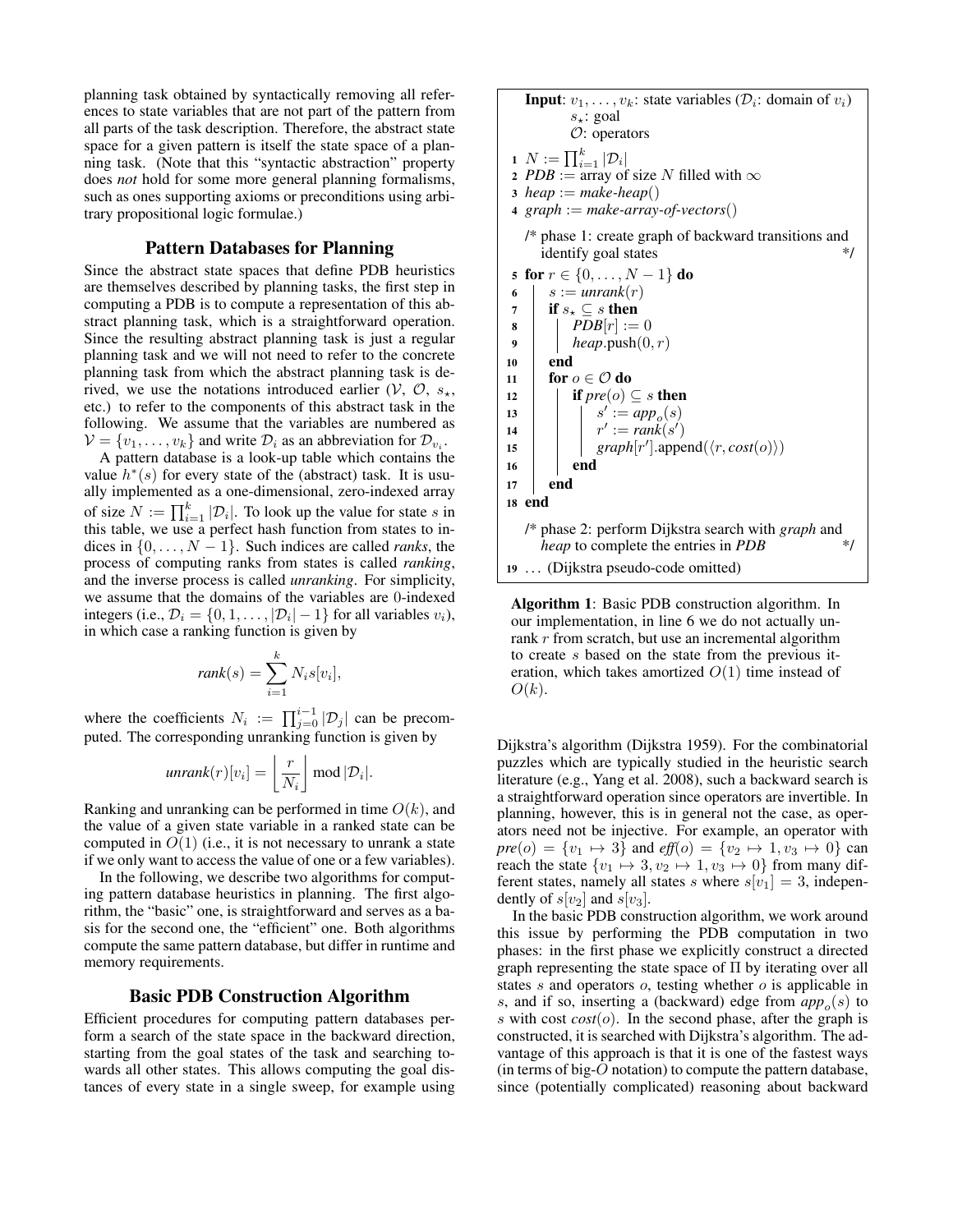planning task obtained by syntactically removing all references to state variables that are not part of the pattern from all parts of the task description. Therefore, the abstract state space for a given pattern is itself the state space of a planning task. (Note that this "syntactic abstraction" property does *not* hold for some more general planning formalisms, such as ones supporting axioms or preconditions using arbitrary propositional logic formulae.)

## Pattern Databases for Planning

Since the abstract state spaces that define PDB heuristics are themselves described by planning tasks, the first step in computing a PDB is to compute a representation of this abstract planning task, which is a straightforward operation. Since the resulting abstract planning task is just a regular planning task and we will not need to refer to the concrete planning task from which the abstract planning task is derived, we use the notations introduced earlier ($\mathcal{V}$, $\mathcal{O}$, $s_\star$, etc.) to refer to the components of this abstract task in the following. We assume that the variables are numbered as $\mathcal{V} = \{v_1, \ldots, v_k\}$ and write $\mathcal{D}_i$ as an abbreviation for $\mathcal{D}_{v_i}$.

A pattern database is a look-up table which contains the value $h^*(s)$ for every state of the (abstract) task. It is usually implemented as a one-dimensional, zero-indexed array of size $N := \prod_{i=1}^{k} |\mathcal{D}_i|$. To look up the value for state $s$ in this table, we use a perfect hash function from states to indices in $\{0, \ldots, N-1\}$. Such indices are called *ranks*, the process of computing ranks from states is called *ranking*, and the inverse process is called *unranking*. For simplicity, we assume that the domains of the variables are 0-indexed integers (i.e., $\mathcal{D}_i = \{0, 1, \ldots, |\mathcal{D}_i| - 1\}$ for all variables $v_i$), in which case a ranking function is given by

$$\mathit{rank}(s) = \sum_{i=1}^{k} N_i s[v_i],$$

where the coefficients $N_i := \prod_{j=0}^{i-1} |\mathcal{D}_j|$ can be precomputed. The corresponding unranking function is given by

$$\mathit{unrank}(r)[v_i] = \left\lfloor \frac{r}{N_i} \right\rfloor \bmod |\mathcal{D}_i|.$$

Ranking and unranking can be performed in time $O(k)$, and the value of a given state variable in a ranked state can be computed in $O(1)$ (i.e., it is not necessary to unrank a state if we only want to access the value of one or a few variables).

In the following, we describe two algorithms for computing pattern database heuristics in planning. The first algorithm, the "basic" one, is straightforward and serves as a basis for the second one, the "efficient" one. Both algorithms compute the same pattern database, but differ in runtime and memory requirements.

## Basic PDB Construction Algorithm

Efficient procedures for computing pattern databases perform a search of the state space in the backward direction, starting from the goal states of the task and searching towards all other states. This allows computing the goal distances of every state in a single sweep, for example using

```
Input: v_1, ..., v_k: state variables (D_i: domain of v_i)
       s_⋆: goal
       O: operators
1  N := ∏_{i=1}^{k} |D_i|
2  PDB := array of size N filled with ∞
3  heap := make-heap()
4  graph := make-array-of-vectors()
   /* phase 1: create graph of backward transitions and
      identify goal states                              */
5  for r ∈ {0, ..., N − 1} do
6  |  s := unrank(r)
7  |  if s_⋆ ⊆ s then
8  |  |  PDB[r] := 0
9  |  |  heap.push(0, r)
10 |  end
11 |  for o ∈ O do
12 |  |  if pre(o) ⊆ s then
13 |  |  |  s' := app_o(s)
14 |  |  |  r' := rank(s')
15 |  |  |  graph[r'].append(⟨r, cost(o)⟩)
16 |  |  end
17 |  end
18 end
   /* phase 2: perform Dijkstra search with graph and
      heap to complete the entries in PDB               */
19 ... (Dijkstra pseudo-code omitted)
```

**Algorithm 1**: Basic PDB construction algorithm. In our implementation, in line 6 we do not actually unrank $r$ from scratch, but use an incremental algorithm to create $s$ based on the state from the previous iteration, which takes amortized $O(1)$ time instead of $O(k)$.

Dijkstra's algorithm (Dijkstra 1959). For the combinatorial puzzles which are typically studied in the heuristic search literature (e.g., Yang et al. 2008), such a backward search is a straightforward operation since operators are invertible. In planning, however, this is in general not the case, as operators need not be injective. For example, an operator with $\mathit{pre}(o) = \{v_1 \mapsto 3\}$ and $\mathit{eff}(o) = \{v_2 \mapsto 1, v_3 \mapsto 0\}$ can reach the state $\{v_1 \mapsto 3, v_2 \mapsto 1, v_3 \mapsto 0\}$ from many different states, namely all states $s$ where $s[v_1] = 3$, independently of $s[v_2]$ and $s[v_3]$.

In the basic PDB construction algorithm, we work around this issue by performing the PDB computation in two phases: in the first phase we explicitly construct a directed graph representing the state space of $\Pi$ by iterating over all states $s$ and operators $o$, testing whether $o$ is applicable in $s$, and if so, inserting a (backward) edge from $\mathit{app}_o(s)$ to $s$ with cost $\mathit{cost}(o)$. In the second phase, after the graph is constructed, it is searched with Dijkstra's algorithm. The advantage of this approach is that it is one of the fastest ways (in terms of big-$O$ notation) to compute the pattern database, since (potentially complicated) reasoning about backward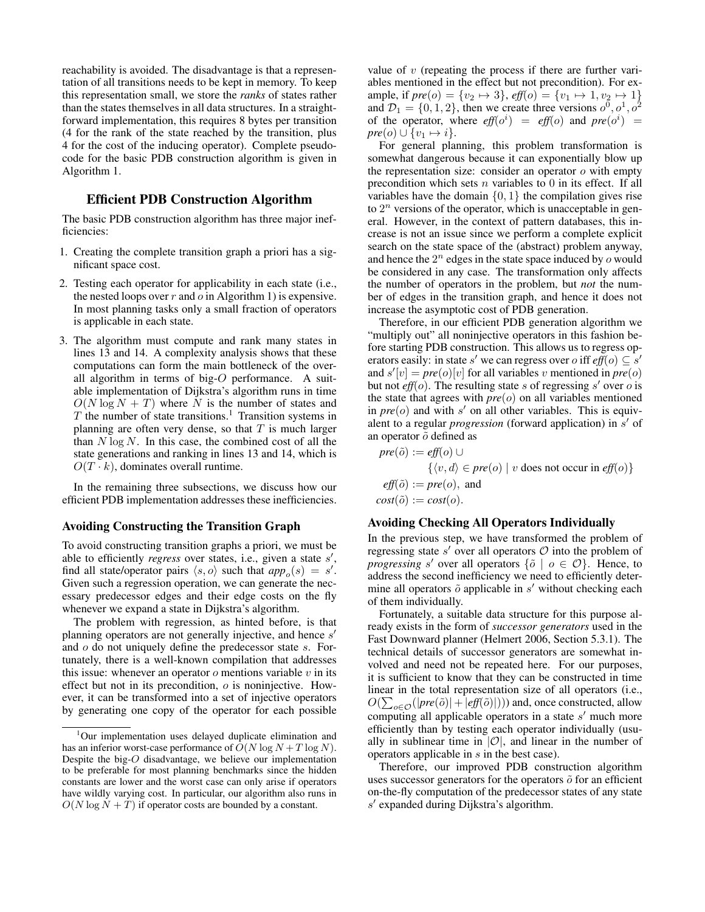reachability is avoided. The disadvantage is that a representation of all transitions needs to be kept in memory. To keep this representation small, we store the *ranks* of states rather than the states themselves in all data structures. In a straightforward implementation, this requires 8 bytes per transition (4 for the rank of the state reached by the transition, plus 4 for the cost of the inducing operator). Complete pseudocode for the basic PDB construction algorithm is given in Algorithm 1.

## Efficient PDB Construction Algorithm

The basic PDB construction algorithm has three major inefficiencies:

1. Creating the complete transition graph a priori has a significant space cost.
2. Testing each operator for applicability in each state (i.e., the nested loops over $r$ and $o$ in Algorithm 1) is expensive. In most planning tasks only a small fraction of operators is applicable in each state.
3. The algorithm must compute and rank many states in lines 13 and 14. A complexity analysis shows that these computations can form the main bottleneck of the overall algorithm in terms of big-$O$ performance. A suitable implementation of Dijkstra's algorithm runs in time $O(N \log N + T)$ where $N$ is the number of states and $T$ the number of state transitions.[1] Transition systems in planning are often very dense, so that $T$ is much larger than $N \log N$. In this case, the combined cost of all the state generations and ranking in lines 13 and 14, which is $O(T \cdot k)$, dominates overall runtime.

In the remaining three subsections, we discuss how our efficient PDB implementation addresses these inefficiencies.

### Avoiding Constructing the Transition Graph

To avoid constructing transition graphs a priori, we must be able to efficiently *regress* over states, i.e., given a state $s'$, find all state/operator pairs $\langle s, o\rangle$ such that $app_o(s) = s'$. Given such a regression operation, we can generate the necessary predecessor edges and their edge costs on the fly whenever we expand a state in Dijkstra's algorithm.

The problem with regression, as hinted before, is that planning operators are not generally injective, and hence $s'$ and $o$ do not uniquely define the predecessor state $s$. Fortunately, there is a well-known compilation that addresses this issue: whenever an operator $o$ mentions variable $v$ in its effect but not in its precondition, $o$ is noninjective. However, it can be transformed into a set of injective operators by generating one copy of the operator for each possible value of $v$ (repeating the process if there are further variables mentioned in the effect but not precondition). For example, if $pre(o) = \{v_2 \mapsto 3\}$, $eff(o) = \{v_1 \mapsto 1, v_2 \mapsto 1\}$ and $\mathcal{D}_1 = \{0, 1, 2\}$, then we create three versions $o^0, o^1, o^2$ of the operator, where $eff(o^i) = eff(o)$ and $pre(o^i) = pre(o) \cup \{v_1 \mapsto i\}$.

For general planning, this problem transformation is somewhat dangerous because it can exponentially blow up the representation size: consider an operator $o$ with empty precondition which sets $n$ variables to 0 in its effect. If all variables have the domain $\{0, 1\}$ the compilation gives rise to $2^n$ versions of the operator, which is unacceptable in general. However, in the context of pattern databases, this increase is not an issue since we perform a complete explicit search on the state space of the (abstract) problem anyway, and hence the $2^n$ edges in the state space induced by $o$ would be considered in any case. The transformation only affects the number of operators in the problem, but *not* the number of edges in the transition graph, and hence it does not increase the asymptotic cost of PDB generation.

Therefore, in our efficient PDB generation algorithm we "multiply out" all noninjective operators in this fashion before starting PDB construction. This allows us to regress operators easily: in state $s'$ we can regress over $o$ iff $eff(o) \subseteq s'$ and $s'[v] = pre(o)[v]$ for all variables $v$ mentioned in $pre(o)$ but not $eff(o)$. The resulting state $s$ of regressing $s'$ over $o$ is the state that agrees with $pre(o)$ on all variables mentioned in $pre(o)$ and with $s'$ on all other variables. This is equivalent to a regular *progression* (forward application) in $s'$ of an operator $\tilde{o}$ defined as

$$
\begin{aligned}
pre(\tilde{o}) &:= eff(o) \cup \\
&\qquad \{\langle v, d\rangle \in pre(o) \mid v \text{ does not occur in } eff(o)\} \\
eff(\tilde{o}) &:= pre(o), \text{ and} \\
cost(\tilde{o}) &:= cost(o).
\end{aligned}
$$

### Avoiding Checking All Operators Individually

In the previous step, we have transformed the problem of regressing state $s'$ over all operators $\mathcal{O}$ into the problem of *progressing* $s'$ over all operators $\{\tilde{o} \mid o \in \mathcal{O}\}$. Hence, to address the second inefficiency we need to efficiently determine all operators $\tilde{o}$ applicable in $s'$ without checking each of them individually.

Fortunately, a suitable data structure for this purpose already exists in the form of *successor generators* used in the Fast Downward planner (Helmert 2006, Section 5.3.1). The technical details of successor generators are somewhat involved and need not be repeated here. For our purposes, it is sufficient to know that they can be constructed in time linear in the total representation size of all operators (i.e., $O(\sum_{o \in \mathcal{O}}(|pre(\tilde{o})| + |eff(\tilde{o})|))$) and, once constructed, allow computing all applicable operators in a state $s'$ much more efficiently than by testing each operator individually (usually in sublinear time in $|\mathcal{O}|$, and linear in the number of operators applicable in $s$ in the best case).

Therefore, our improved PDB construction algorithm uses successor generators for the operators $\tilde{o}$ for an efficient on-the-fly computation of the predecessor states of any state $s'$ expanded during Dijkstra's algorithm.

[1] Our implementation uses delayed duplicate elimination and has an inferior worst-case performance of $O(N \log N + T \log N)$. Despite the big-$O$ disadvantage, we believe our implementation to be preferable for most planning benchmarks since the hidden constants are lower and the worst case can only arise if operators have wildly varying cost. In particular, our algorithm also runs in $O(N \log N + T)$ if operator costs are bounded by a constant.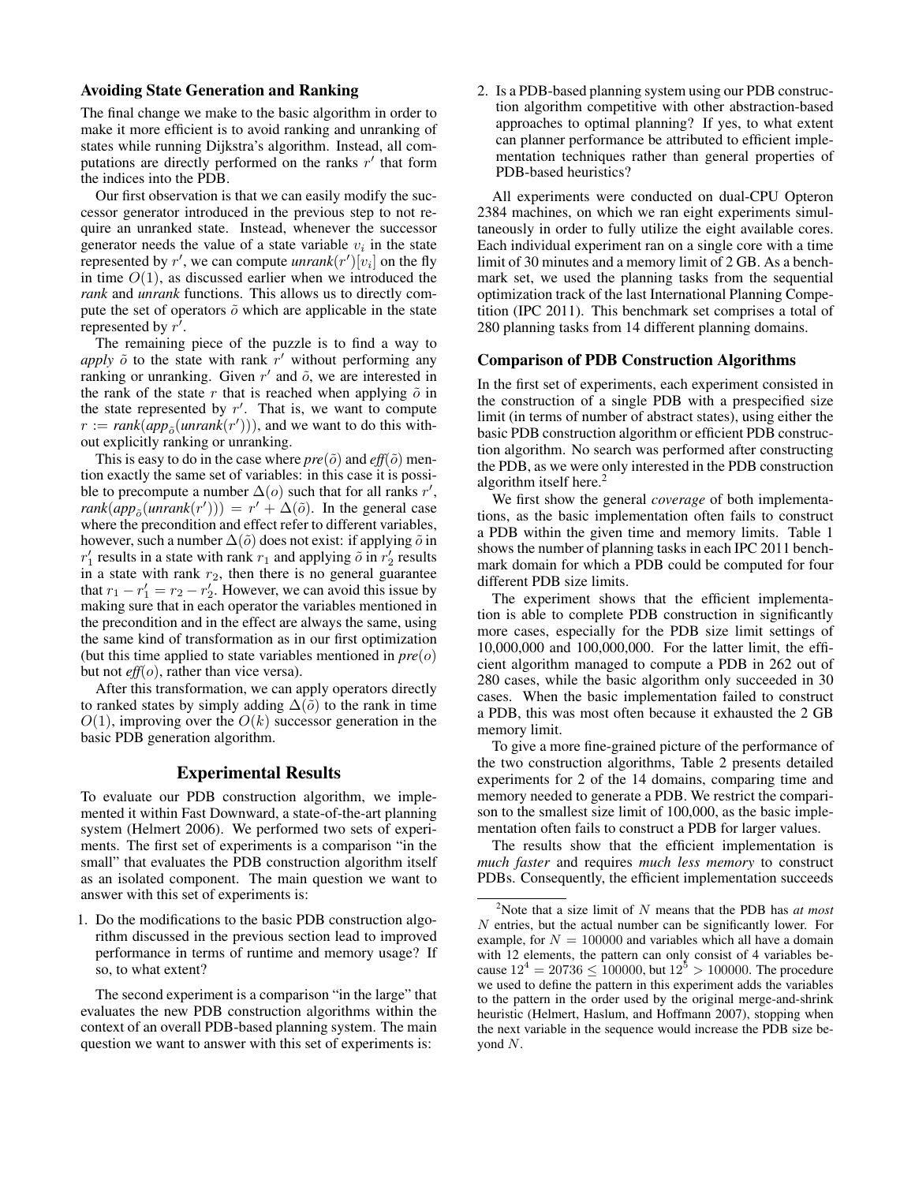### Avoiding State Generation and Ranking

The final change we make to the basic algorithm in order to make it more efficient is to avoid ranking and unranking of states while running Dijkstra's algorithm. Instead, all computations are directly performed on the ranks $r'$ that form the indices into the PDB.

Our first observation is that we can easily modify the successor generator introduced in the previous step to not require an unranked state. Instead, whenever the successor generator needs the value of a state variable $v_i$ in the state represented by $r'$, we can compute $\mathit{unrank}(r')[v_i]$ on the fly in time $O(1)$, as discussed earlier when we introduced the *rank* and *unrank* functions. This allows us to directly compute the set of operators $\tilde{o}$ which are applicable in the state represented by $r'$.

The remaining piece of the puzzle is to find a way to *apply* $\tilde{o}$ to the state with rank $r'$ without performing any ranking or unranking. Given $r'$ and $\tilde{o}$, we are interested in the rank of the state $r$ that is reached when applying $\tilde{o}$ in the state represented by $r'$. That is, we want to compute $r := \mathit{rank}(\mathit{app}_{\tilde{o}}(\mathit{unrank}(r')))$, and we want to do this without explicitly ranking or unranking.

This is easy to do in the case where $\mathit{pre}(\tilde{o})$ and $\mathit{eff}(\tilde{o})$ mention exactly the same set of variables: in this case it is possible to precompute a number $\Delta(o)$ such that for all ranks $r'$, $\mathit{rank}(\mathit{app}_{\tilde{o}}(\mathit{unrank}(r'))) = r' + \Delta(\tilde{o})$. In the general case where the precondition and effect refer to different variables, however, such a number $\Delta(\tilde{o})$ does not exist: if applying $\tilde{o}$ in $r'_1$ results in a state with rank $r_1$ and applying $\tilde{o}$ in $r'_2$ results in a state with rank $r_2$, then there is no general guarantee that $r_1 - r'_1 = r_2 - r'_2$. However, we can avoid this issue by making sure that in each operator the variables mentioned in the precondition and in the effect are always the same, using the same kind of transformation as in our first optimization (but this time applied to state variables mentioned in $\mathit{pre}(o)$ but not $\mathit{eff}(o)$, rather than vice versa).

After this transformation, we can apply operators directly to ranked states by simply adding $\Delta(\tilde{o})$ to the rank in time $O(1)$, improving over the $O(k)$ successor generation in the basic PDB generation algorithm.

## Experimental Results

To evaluate our PDB construction algorithm, we implemented it within Fast Downward, a state-of-the-art planning system (Helmert 2006). We performed two sets of experiments. The first set of experiments is a comparison "in the small" that evaluates the PDB construction algorithm itself as an isolated component. The main question we want to answer with this set of experiments is:

1. Do the modifications to the basic PDB construction algorithm discussed in the previous section lead to improved performance in terms of runtime and memory usage? If so, to what extent?

The second experiment is a comparison "in the large" that evaluates the new PDB construction algorithms within the context of an overall PDB-based planning system. The main question we want to answer with this set of experiments is:

2. Is a PDB-based planning system using our PDB construction algorithm competitive with other abstraction-based approaches to optimal planning? If yes, to what extent can planner performance be attributed to efficient implementation techniques rather than general properties of PDB-based heuristics?

All experiments were conducted on dual-CPU Opteron 2384 machines, on which we ran eight experiments simultaneously in order to fully utilize the eight available cores. Each individual experiment ran on a single core with a time limit of 30 minutes and a memory limit of 2 GB. As a benchmark set, we used the planning tasks from the sequential optimization track of the last International Planning Competition (IPC 2011). This benchmark set comprises a total of 280 planning tasks from 14 different planning domains.

### Comparison of PDB Construction Algorithms

In the first set of experiments, each experiment consisted in the construction of a single PDB with a prespecified size limit (in terms of number of abstract states), using either the basic PDB construction algorithm or efficient PDB construction algorithm. No search was performed after constructing the PDB, as we were only interested in the PDB construction algorithm itself here.[2]

We first show the general *coverage* of both implementations, as the basic implementation often fails to construct a PDB within the given time and memory limits. Table 1 shows the number of planning tasks in each IPC 2011 benchmark domain for which a PDB could be computed for four different PDB size limits.

The experiment shows that the efficient implementation is able to complete PDB construction in significantly more cases, especially for the PDB size limit settings of 10,000,000 and 100,000,000. For the latter limit, the efficient algorithm managed to compute a PDB in 262 out of 280 cases, while the basic algorithm only succeeded in 30 cases. When the basic implementation failed to construct a PDB, this was most often because it exhausted the 2 GB memory limit.

To give a more fine-grained picture of the performance of the two construction algorithms, Table 2 presents detailed experiments for 2 of the 14 domains, comparing time and memory needed to generate a PDB. We restrict the comparison to the smallest size limit of 100,000, as the basic implementation often fails to construct a PDB for larger values.

The results show that the efficient implementation is *much faster* and requires *much less memory* to construct PDBs. Consequently, the efficient implementation succeeds

[2] Note that a size limit of $N$ means that the PDB has *at most* $N$ entries, but the actual number can be significantly lower. For example, for $N = 100000$ and variables which all have a domain with 12 elements, the pattern can only consist of 4 variables because $12^4 = 20736 \leq 100000$, but $12^5 > 100000$. The procedure we used to define the pattern in this experiment adds the variables to the pattern in the order used by the original merge-and-shrink heuristic (Helmert, Haslum, and Hoffmann 2007), stopping when the next variable in the sequence would increase the PDB size beyond $N$.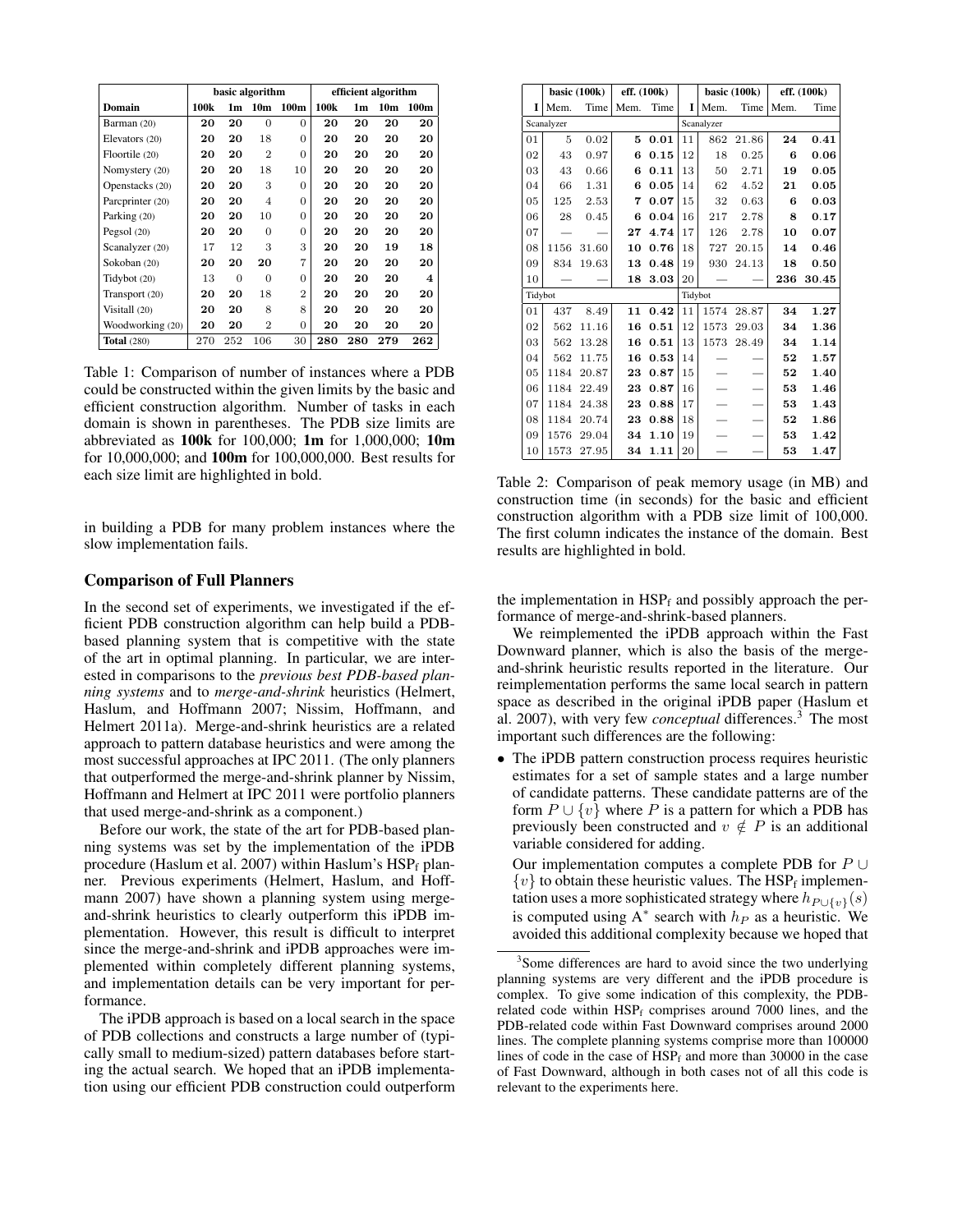| | basic algorithm | | | | efficient algorithm | | | |
|---|---|---|---|---|---|---|---|---|
| **Domain** | **100k** | **1m** | **10m** | **100m** | **100k** | **1m** | **10m** | **100m** |
| Barman (20) | **20** | **20** | 0 | 0 | **20** | **20** | **20** | **20** |
| Elevators (20) | **20** | **20** | 18 | 0 | **20** | **20** | **20** | **20** |
| Floortile (20) | **20** | **20** | 2 | 0 | **20** | **20** | **20** | **20** |
| Nomystery (20) | **20** | **20** | 18 | 10 | **20** | **20** | **20** | **20** |
| Openstacks (20) | **20** | **20** | 3 | 0 | **20** | **20** | **20** | **20** |
| Parcprinter (20) | **20** | **20** | 4 | 0 | **20** | **20** | **20** | **20** |
| Parking (20) | **20** | **20** | 10 | 0 | **20** | **20** | **20** | **20** |
| Pegsol (20) | **20** | **20** | 0 | 0 | **20** | **20** | **20** | **20** |
| Scanalyzer (20) | 17 | 12 | 3 | 3 | **20** | **20** | **19** | **18** |
| Sokoban (20) | **20** | **20** | **20** | 7 | **20** | **20** | **20** | **20** |
| Tidybot (20) | 13 | 0 | 0 | 0 | **20** | **20** | **20** | **4** |
| Transport (20) | **20** | **20** | 18 | 2 | **20** | **20** | **20** | **20** |
| Visitall (20) | **20** | **20** | 8 | 8 | **20** | **20** | **20** | **20** |
| Woodworking (20) | **20** | **20** | 2 | 0 | **20** | **20** | **20** | **20** |
| **Total** (280) | 270 | 252 | 106 | 30 | **280** | **280** | **279** | **262** |

Table 1: Comparison of number of instances where a PDB could be constructed within the given limits by the basic and efficient construction algorithm. Number of tasks in each domain is shown in parentheses. The PDB size limits are abbreviated as **100k** for 100,000; **1m** for 1,000,000; **10m** for 10,000,000; and **100m** for 100,000,000. Best results for each size limit are highlighted in bold.

in building a PDB for many problem instances where the slow implementation fails.

## Comparison of Full Planners

In the second set of experiments, we investigated if the efficient PDB construction algorithm can help build a PDB-based planning system that is competitive with the state of the art in optimal planning. In particular, we are interested in comparisons to the *previous best PDB-based planning systems* and to *merge-and-shrink* heuristics (Helmert, Haslum, and Hoffmann 2007; Nissim, Hoffmann, and Helmert 2011a). Merge-and-shrink heuristics are a related approach to pattern database heuristics and were among the most successful approaches at IPC 2011. (The only planners that outperformed the merge-and-shrink planner by Nissim, Hoffmann and Helmert at IPC 2011 were portfolio planners that used merge-and-shrink as a component.)

Before our work, the state of the art for PDB-based planning systems was set by the implementation of the iPDB procedure (Haslum et al. 2007) within Haslum's $\text{HSP}_\text{f}$ planner. Previous experiments (Helmert, Haslum, and Hoffmann 2007) have shown a planning system using merge-and-shrink heuristics to clearly outperform this iPDB implementation. However, this result is difficult to interpret since the merge-and-shrink and iPDB approaches were implemented within completely different planning systems, and implementation details can be very important for performance.

The iPDB approach is based on a local search in the space of PDB collections and constructs a large number of (typically small to medium-sized) pattern databases before starting the actual search. We hoped that an iPDB implementation using our efficient PDB construction could outperform

| | basic (100k) | | eff. (100k) | | | basic (100k) | | eff. (100k) | |
|---|---|---|---|---|---|---|---|---|---|
| **I** | Mem. | Time | Mem. | Time | **I** | Mem. | Time | Mem. | Time |
| Scanalyzer | | | | | Scanalyzer | | | | |
| 01 | 5 | 0.02 | **5** | **0.01** | 11 | 862 | 21.86 | **24** | **0.41** |
| 02 | 43 | 0.97 | **6** | **0.15** | 12 | 18 | 0.25 | **6** | **0.06** |
| 03 | 43 | 0.66 | **6** | **0.11** | 13 | 50 | 2.71 | **19** | **0.05** |
| 04 | 66 | 1.31 | **6** | **0.05** | 14 | 62 | 4.52 | **21** | **0.05** |
| 05 | 125 | 2.53 | **7** | **0.07** | 15 | 32 | 0.63 | **6** | **0.03** |
| 06 | 28 | 0.45 | **6** | **0.04** | 16 | 217 | 2.78 | **8** | **0.17** |
| 07 | — | — | **27** | **4.74** | 17 | 126 | 2.78 | **10** | **0.07** |
| 08 | 1156 | 31.60 | **10** | **0.76** | 18 | 727 | 20.15 | **14** | **0.46** |
| 09 | 834 | 19.63 | **13** | **0.48** | 19 | 930 | 24.13 | **18** | **0.50** |
| 10 | — | — | **18** | **3.03** | 20 | — | — | **236** | **30.45** |
| Tidybot | | | | | Tidybot | | | | |
| 01 | 437 | 8.49 | **11** | **0.42** | 11 | 1574 | 28.87 | **34** | **1.27** |
| 02 | 562 | 11.16 | **16** | **0.51** | 12 | 1573 | 29.03 | **34** | **1.36** |
| 03 | 562 | 13.28 | **16** | **0.51** | 13 | 1573 | 28.49 | **34** | **1.14** |
| 04 | 562 | 11.75 | **16** | **0.53** | 14 | — | — | **52** | **1.57** |
| 05 | 1184 | 20.87 | **23** | **0.87** | 15 | — | — | **52** | **1.40** |
| 06 | 1184 | 22.49 | **23** | **0.87** | 16 | — | — | **53** | **1.46** |
| 07 | 1184 | 24.38 | **23** | **0.88** | 17 | — | — | **53** | **1.43** |
| 08 | 1184 | 20.74 | **23** | **0.88** | 18 | — | — | **52** | **1.86** |
| 09 | 1576 | 29.04 | **34** | **1.10** | 19 | — | — | **53** | **1.42** |
| 10 | 1573 | 27.95 | **34** | **1.11** | 20 | — | — | **53** | **1.47** |

Table 2: Comparison of peak memory usage (in MB) and construction time (in seconds) for the basic and efficient construction algorithm with a PDB size limit of 100,000. The first column indicates the instance of the domain. Best results are highlighted in bold.

the implementation in $\text{HSP}_\text{f}$ and possibly approach the performance of merge-and-shrink-based planners.

We reimplemented the iPDB approach within the Fast Downward planner, which is also the basis of the merge-and-shrink heuristic results reported in the literature. Our reimplementation performs the same local search in pattern space as described in the original iPDB paper (Haslum et al. 2007), with very few *conceptual* differences.[3] The most important such differences are the following:

- The iPDB pattern construction process requires heuristic estimates for a set of sample states and a large number of candidate patterns. These candidate patterns are of the form $P \cup \{v\}$ where $P$ is a pattern for which a PDB has previously been constructed and $v \notin P$ is an additional variable considered for adding.

  Our implementation computes a complete PDB for $P \cup \{v\}$ to obtain these heuristic values. The $\text{HSP}_\text{f}$ implementation uses a more sophisticated strategy where $h_{P \cup \{v\}}(s)$ is computed using $\text{A}^*$ search with $h_P$ as a heuristic. We avoided this additional complexity because we hoped that

[3] Some differences are hard to avoid since the two underlying planning systems are very different and the iPDB procedure is complex. To give some indication of this complexity, the PDB-related code within $\text{HSP}_\text{f}$ comprises around 7000 lines, and the PDB-related code within Fast Downward comprises around 2000 lines. The complete planning systems comprise more than 100000 lines of code in the case of $\text{HSP}_\text{f}$ and more than 30000 in the case of Fast Downward, although in both cases not of all this code is relevant to the experiments here.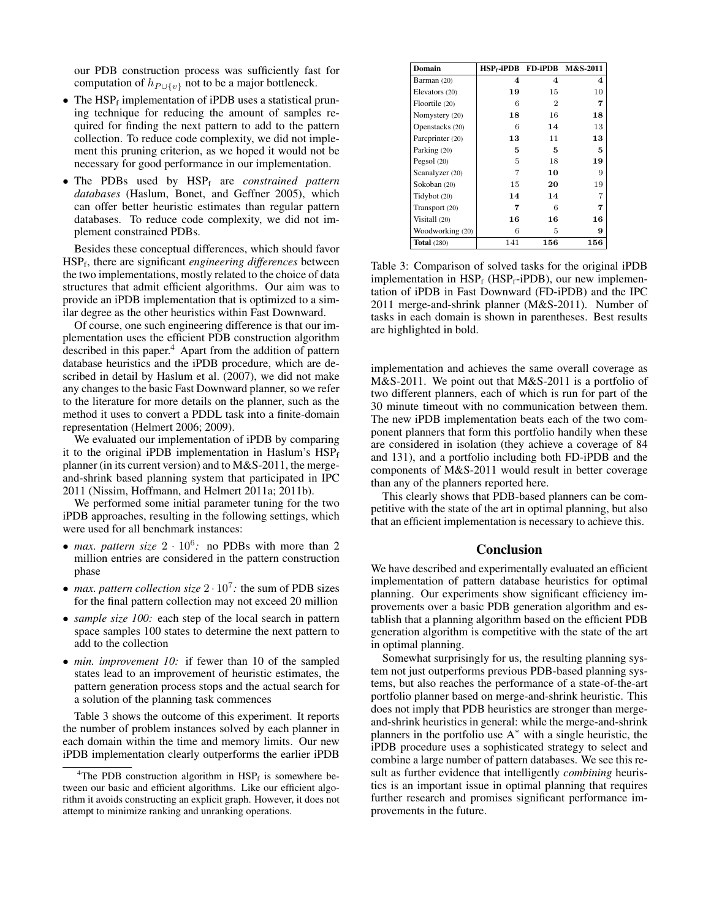our PDB construction process was sufficiently fast for computation of $h_{P \cup \{v\}}$ not to be a major bottleneck.

- The $\mathrm{HSP_f}$ implementation of iPDB uses a statistical pruning technique for reducing the amount of samples required for finding the next pattern to add to the pattern collection. To reduce code complexity, we did not implement this pruning criterion, as we hoped it would not be necessary for good performance in our implementation.
- The PDBs used by $\mathrm{HSP_f}$ are *constrained pattern databases* (Haslum, Bonet, and Geffner 2005), which can offer better heuristic estimates than regular pattern databases. To reduce code complexity, we did not implement constrained PDBs.

Besides these conceptual differences, which should favor $\mathrm{HSP_f}$, there are significant *engineering differences* between the two implementations, mostly related to the choice of data structures that admit efficient algorithms. Our aim was to provide an iPDB implementation that is optimized to a similar degree as the other heuristics within Fast Downward.

Of course, one such engineering difference is that our implementation uses the efficient PDB construction algorithm described in this paper.[4] Apart from the addition of pattern database heuristics and the iPDB procedure, which are described in detail by Haslum et al. (2007), we did not make any changes to the basic Fast Downward planner, so we refer to the literature for more details on the planner, such as the method it uses to convert a PDDL task into a finite-domain representation (Helmert 2006; 2009).

We evaluated our implementation of iPDB by comparing it to the original iPDB implementation in Haslum's $\mathrm{HSP_f}$ planner (in its current version) and to M&S-2011, the merge-and-shrink based planning system that participated in IPC 2011 (Nissim, Hoffmann, and Helmert 2011a; 2011b).

We performed some initial parameter tuning for the two iPDB approaches, resulting in the following settings, which were used for all benchmark instances:

- *max. pattern size* $2 \cdot 10^6$*:* no PDBs with more than 2 million entries are considered in the pattern construction phase
- *max. pattern collection size* $2 \cdot 10^7$*:* the sum of PDB sizes for the final pattern collection may not exceed 20 million
- *sample size 100:* each step of the local search in pattern space samples 100 states to determine the next pattern to add to the collection
- *min. improvement 10:* if fewer than 10 of the sampled states lead to an improvement of heuristic estimates, the pattern generation process stops and the actual search for a solution of the planning task commences

Table 3 shows the outcome of this experiment. It reports the number of problem instances solved by each planner in each domain within the time and memory limits. Our new iPDB implementation clearly outperforms the earlier iPDB implementation and achieves the same overall coverage as M&S-2011. We point out that M&S-2011 is a portfolio of two different planners, each of which is run for part of the 30 minute timeout with no communication between them. The new iPDB implementation beats each of the two component planners that form this portfolio handily when these are considered in isolation (they achieve a coverage of 84 and 131), and a portfolio including both FD-iPDB and the components of M&S-2011 would result in better coverage than any of the planners reported here.

This clearly shows that PDB-based planners can be competitive with the state of the art in optimal planning, but also that an efficient implementation is necessary to achieve this.

| Domain | $\mathrm{HSP_f}$-iPDB | FD-iPDB | M&S-2011 |
|---|---|---|---|
| Barman (20) | **4** | **4** | **4** |
| Elevators (20) | **19** | 15 | 10 |
| Floortile (20) | 6 | 2 | **7** |
| Nomystery (20) | **18** | 16 | **18** |
| Openstacks (20) | 6 | **14** | 13 |
| Parcprinter (20) | **13** | 11 | **13** |
| Parking (20) | **5** | **5** | **5** |
| Pegsol (20) | 5 | 18 | **19** |
| Scanalyzer (20) | 7 | **10** | 9 |
| Sokoban (20) | 15 | **20** | 19 |
| Tidybot (20) | **14** | **14** | 7 |
| Transport (20) | **7** | 6 | **7** |
| Visitall (20) | **16** | **16** | **16** |
| Woodworking (20) | 6 | 5 | **9** |
| **Total** (280) | 141 | **156** | **156** |

Table 3: Comparison of solved tasks for the original iPDB implementation in $\mathrm{HSP_f}$ ($\mathrm{HSP_f}$-iPDB), our new implementation of iPDB in Fast Downward (FD-iPDB) and the IPC 2011 merge-and-shrink planner (M&S-2011). Number of tasks in each domain is shown in parentheses. Best results are highlighted in bold.

## Conclusion

We have described and experimentally evaluated an efficient implementation of pattern database heuristics for optimal planning. Our experiments show significant efficiency improvements over a basic PDB generation algorithm and establish that a planning algorithm based on the efficient PDB generation algorithm is competitive with the state of the art in optimal planning.

Somewhat surprisingly for us, the resulting planning system not just outperforms previous PDB-based planning systems, but also reaches the performance of a state-of-the-art portfolio planner based on merge-and-shrink heuristic. This does not imply that PDB heuristics are stronger than merge-and-shrink heuristics in general: while the merge-and-shrink planners in the portfolio use $A^*$ with a single heuristic, the iPDB procedure uses a sophisticated strategy to select and combine a large number of pattern databases. We see this result as further evidence that intelligently *combining* heuristics is an important issue in optimal planning that requires further research and promises significant performance improvements in the future.

[4]The PDB construction algorithm in $\mathrm{HSP_f}$ is somewhere between our basic and efficient algorithms. Like our efficient algorithm it avoids constructing an explicit graph. However, it does not attempt to minimize ranking and unranking operations.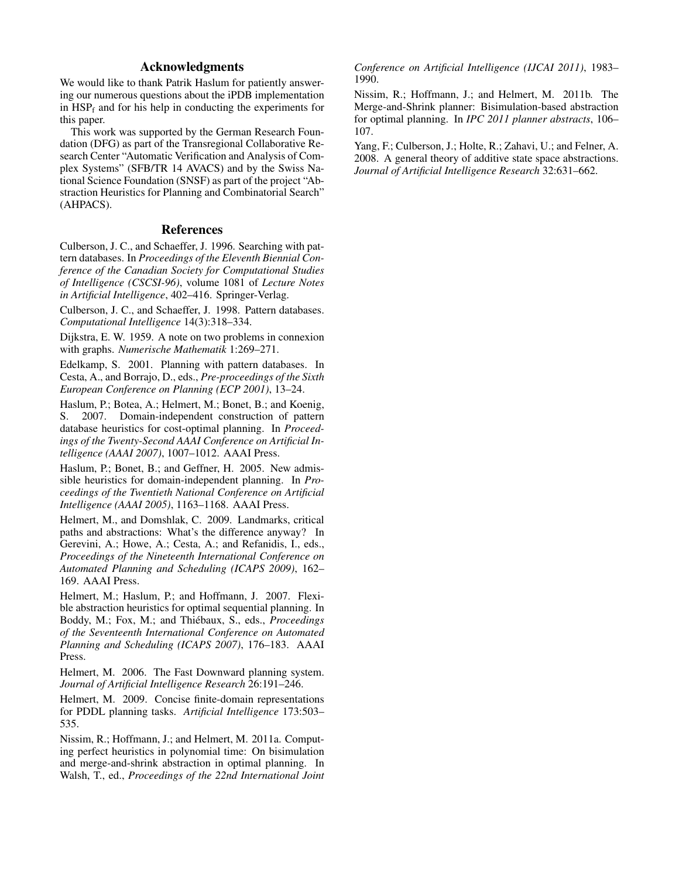## Acknowledgments

We would like to thank Patrik Haslum for patiently answering our numerous questions about the iPDB implementation in $HSP_f$ and for his help in conducting the experiments for this paper.

This work was supported by the German Research Foundation (DFG) as part of the Transregional Collaborative Research Center "Automatic Verification and Analysis of Complex Systems" (SFB/TR 14 AVACS) and by the Swiss National Science Foundation (SNSF) as part of the project "Abstraction Heuristics for Planning and Combinatorial Search" (AHPACS).

## References

Culberson, J. C., and Schaeffer, J. 1996. Searching with pattern databases. In *Proceedings of the Eleventh Biennial Conference of the Canadian Society for Computational Studies of Intelligence (CSCSI-96)*, volume 1081 of *Lecture Notes in Artificial Intelligence*, 402–416. Springer-Verlag.

Culberson, J. C., and Schaeffer, J. 1998. Pattern databases. *Computational Intelligence* 14(3):318–334.

Dijkstra, E. W. 1959. A note on two problems in connexion with graphs. *Numerische Mathematik* 1:269–271.

Edelkamp, S. 2001. Planning with pattern databases. In Cesta, A., and Borrajo, D., eds., *Pre-proceedings of the Sixth European Conference on Planning (ECP 2001)*, 13–24.

Haslum, P.; Botea, A.; Helmert, M.; Bonet, B.; and Koenig, S. 2007. Domain-independent construction of pattern database heuristics for cost-optimal planning. In *Proceedings of the Twenty-Second AAAI Conference on Artificial Intelligence (AAAI 2007)*, 1007–1012. AAAI Press.

Haslum, P.; Bonet, B.; and Geffner, H. 2005. New admissible heuristics for domain-independent planning. In *Proceedings of the Twentieth National Conference on Artificial Intelligence (AAAI 2005)*, 1163–1168. AAAI Press.

Helmert, M., and Domshlak, C. 2009. Landmarks, critical paths and abstractions: What's the difference anyway? In Gerevini, A.; Howe, A.; Cesta, A.; and Refanidis, I., eds., *Proceedings of the Nineteenth International Conference on Automated Planning and Scheduling (ICAPS 2009)*, 162–169. AAAI Press.

Helmert, M.; Haslum, P.; and Hoffmann, J. 2007. Flexible abstraction heuristics for optimal sequential planning. In Boddy, M.; Fox, M.; and Thiébaux, S., eds., *Proceedings of the Seventeenth International Conference on Automated Planning and Scheduling (ICAPS 2007)*, 176–183. AAAI Press.

Helmert, M. 2006. The Fast Downward planning system. *Journal of Artificial Intelligence Research* 26:191–246.

Helmert, M. 2009. Concise finite-domain representations for PDDL planning tasks. *Artificial Intelligence* 173:503–535.

Nissim, R.; Hoffmann, J.; and Helmert, M. 2011a. Computing perfect heuristics in polynomial time: On bisimulation and merge-and-shrink abstraction in optimal planning. In Walsh, T., ed., *Proceedings of the 22nd International Joint Conference on Artificial Intelligence (IJCAI 2011)*, 1983–1990.

Nissim, R.; Hoffmann, J.; and Helmert, M. 2011b. The Merge-and-Shrink planner: Bisimulation-based abstraction for optimal planning. In *IPC 2011 planner abstracts*, 106–107.

Yang, F.; Culberson, J.; Holte, R.; Zahavi, U.; and Felner, A. 2008. A general theory of additive state space abstractions. *Journal of Artificial Intelligence Research* 32:631–662.